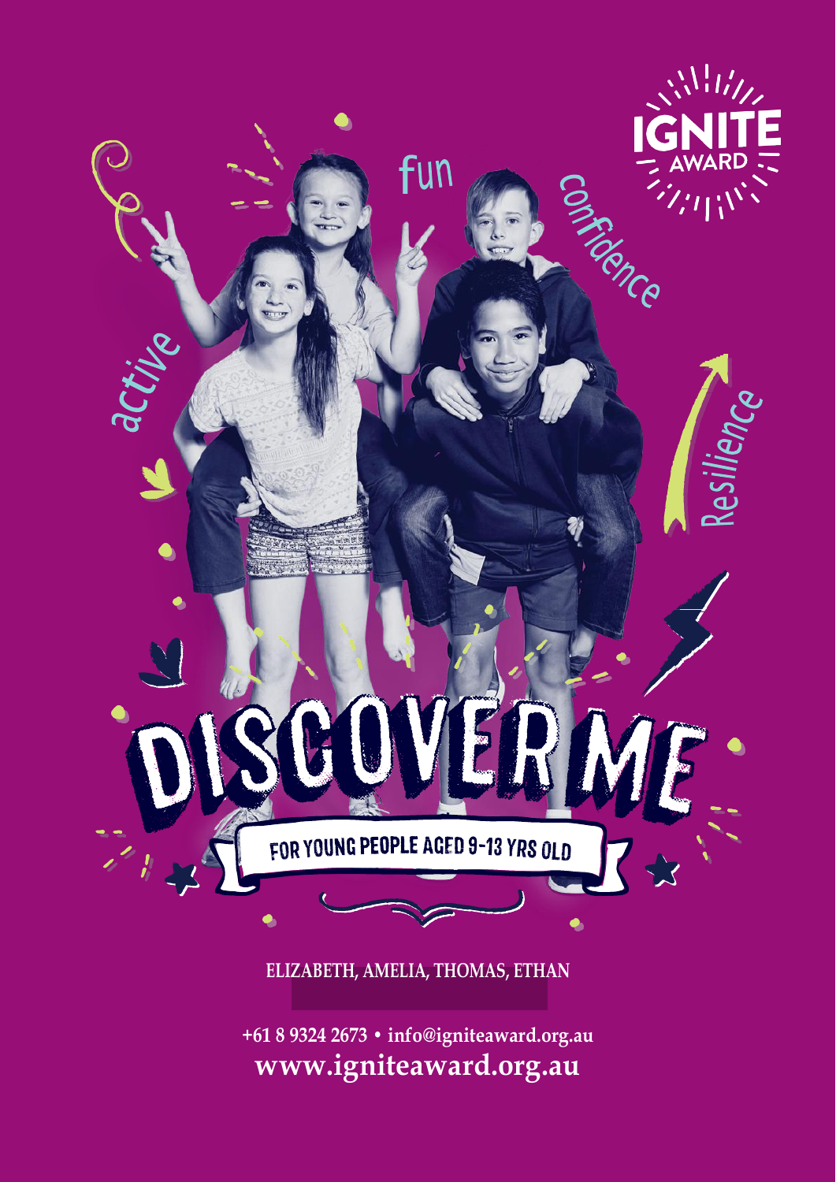IGNITE AWARD

fun

confidence

active

Resilience

# DISCOVER ME

FOR YOUNG PEOPLE AGED 9-13 YRS OLD

**ELIZABETH, AMELIA, THOMAS, ETHAN**

**+61 8 9324 2673 • info@igniteaward.org.au**

**www.igniteaward.org.au**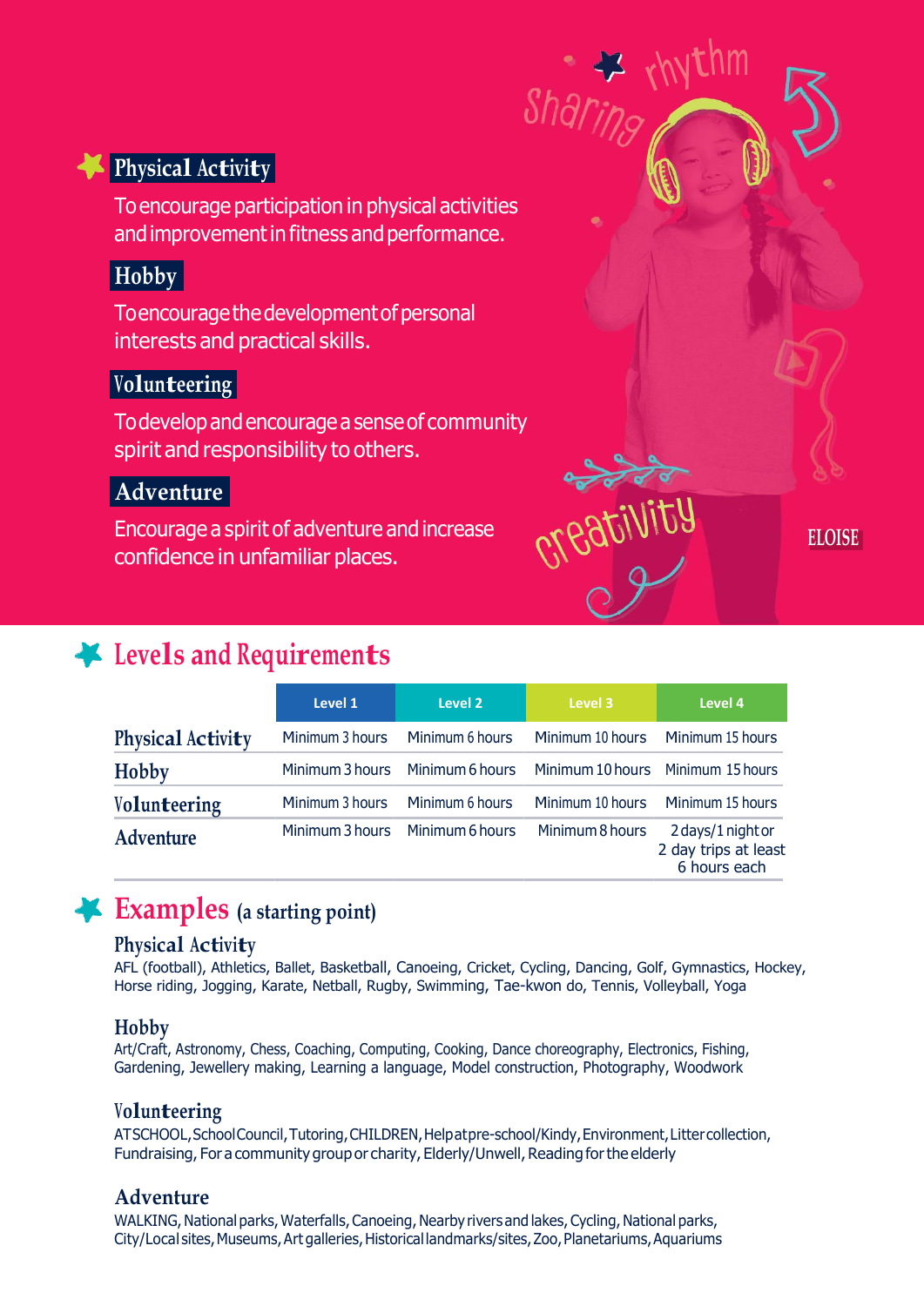## Physical Activity

To encourage participation in physical activities and improvement in fitness and performance.

## Hobby

To encourage the development of personal interests and practical skills.

## Volunteering

To develop and encourage a sense of community spirit and responsibility to others.

## Adventure

Encourage a spirit of adventure and increase confidence in unfamiliar places.

Sharing rhythm

creativity

ELOISE

## Levels and Requirements

| | Level 1 | Level 2 | Level 3 | Level 4 |
|---|---|---|---|---|
| Physical Activity | Minimum 3 hours | Minimum 6 hours | Minimum 10 hours | Minimum 15 hours |
| Hobby | Minimum 3 hours | Minimum 6 hours | Minimum 10 hours | Minimum 15 hours |
| Volunteering | Minimum 3 hours | Minimum 6 hours | Minimum 10 hours | Minimum 15 hours |
| Adventure | Minimum 3 hours | Minimum 6 hours | Minimum 8 hours | 2 days/1 night or 2 day trips at least 6 hours each |

## Examples (a starting point)

### Physical Activity

AFL (football), Athletics, Ballet, Basketball, Canoeing, Cricket, Cycling, Dancing, Golf, Gymnastics, Hockey, Horse riding, Jogging, Karate, Netball, Rugby, Swimming, Tae-kwon do, Tennis, Volleyball, Yoga

### Hobby

Art/Craft, Astronomy, Chess, Coaching, Computing, Cooking, Dance choreography, Electronics, Fishing, Gardening, Jewellery making, Learning a language, Model construction, Photography, Woodwork

### Volunteering

AT SCHOOL, School Council, Tutoring, CHILDREN, Help at pre-school/Kindy, Environment, Litter collection, Fundraising, For a community group or charity, Elderly/Unwell, Reading for the elderly

### Adventure

WALKING, National parks, Waterfalls, Canoeing, Nearby rivers and lakes, Cycling, National parks, City/Local sites, Museums, Art galleries, Historical landmarks/sites, Zoo, Planetariums, Aquariums